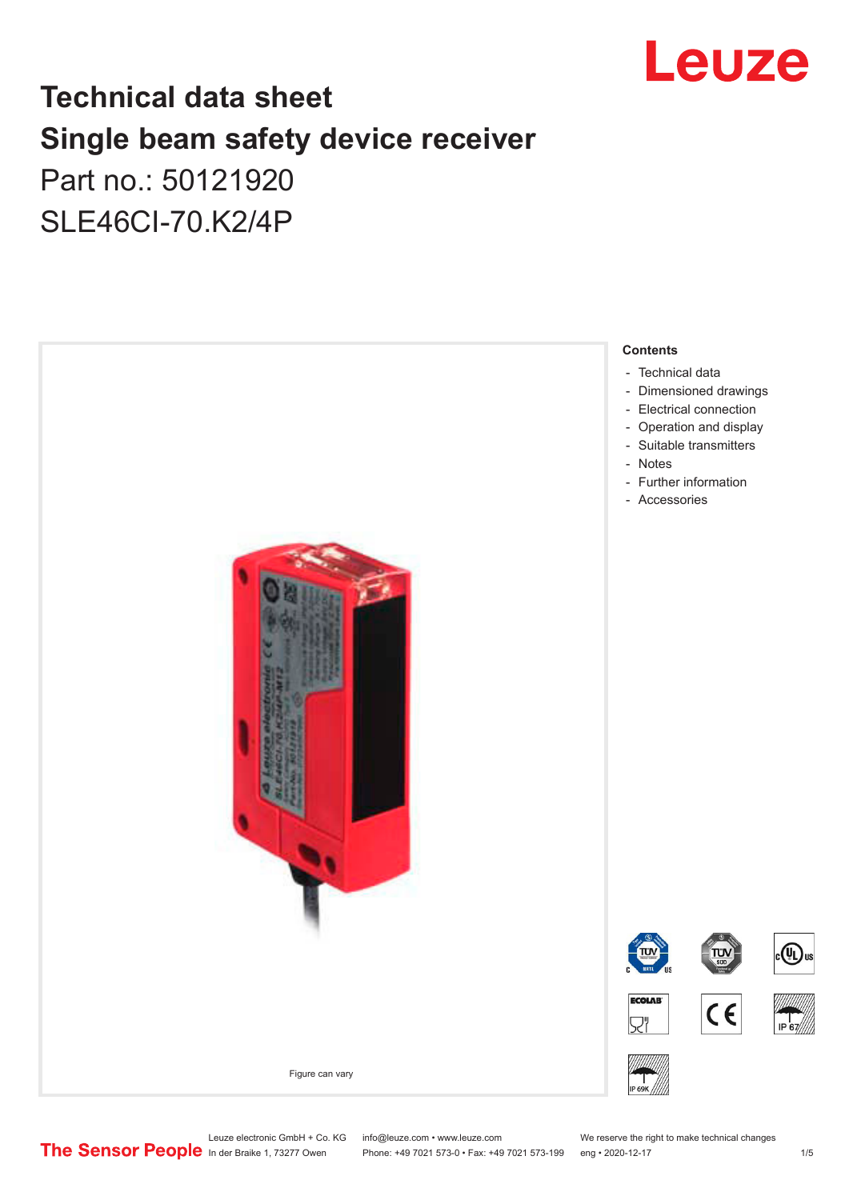# Technical data sheet

# Single beam safety device receiver

Part no.: 50121920

SLE46CI-70.K2/4P

Figure can vary

**Contents**

- Technical data
- Dimensioned drawings
- Electrical connection
- Operation and display
- Suitable transmitters
- Notes
- Further information
- Accessories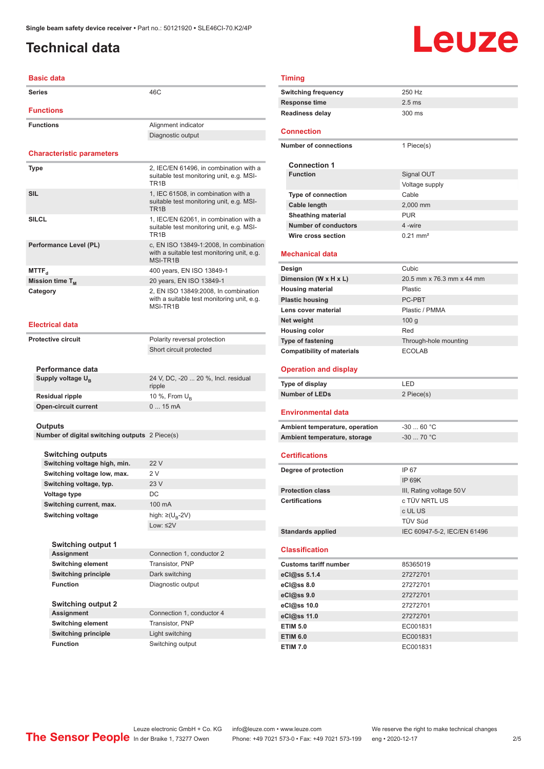# Technical data

## Basic data

| | |
|---|---|
| Series | 46C |

## Functions

| | |
|---|---|
| Functions | Alignment indicator |
| | Diagnostic output |

## Characteristic parameters

| | |
|---|---|
| Type | 2, IEC/EN 61496, in combination with a suitable test monitoring unit, e.g. MSI-TR1B |
| SIL | 1, IEC 61508, in combination with a suitable test monitoring unit, e.g. MSI-TR1B |
| SILCL | 1, IEC/EN 62061, in combination with a suitable test monitoring unit, e.g. MSI-TR1B |
| Performance Level (PL) | c, EN ISO 13849-1:2008, In combination with a suitable test monitoring unit, e.g. MSI-TR1B |
| $MTTF_d$ | 400 years, EN ISO 13849-1 |
| Mission time $T_M$ | 20 years, EN ISO 13849-1 |
| Category | 2, EN ISO 13849:2008, In combination with a suitable test monitoring unit, e.g. MSI-TR1B |

## Electrical data

| | |
|---|---|
| Protective circuit | Polarity reversal protection |
| | Short circuit protected |

### Performance data

| | |
|---|---|
| Supply voltage $U_B$ | 24 V, DC, -20 ... 20 %, Incl. residual ripple |
| Residual ripple | 10 %, From $U_B$ |
| Open-circuit current | 0 ... 15 mA |

### Outputs

| | |
|---|---|
| Number of digital switching outputs | 2 Piece(s) |

#### Switching outputs

| | |
|---|---|
| Switching voltage high, min. | 22 V |
| Switching voltage low, max. | 2 V |
| Switching voltage, typ. | 23 V |
| Voltage type | DC |
| Switching current, max. | 100 mA |
| Switching voltage | high: ≥($U_B$-2V) |
| | Low: ≤2V |

#### Switching output 1

| | |
|---|---|
| Assignment | Connection 1, conductor 2 |
| Switching element | Transistor, PNP |
| Switching principle | Dark switching |
| Function | Diagnostic output |

#### Switching output 2

| | |
|---|---|
| Assignment | Connection 1, conductor 4 |
| Switching element | Transistor, PNP |
| Switching principle | Light switching |
| Function | Switching output |

## Timing

| | |
|---|---|
| Switching frequency | 250 Hz |
| Response time | 2.5 ms |
| Readiness delay | 300 ms |

## Connection

| | |
|---|---|
| Number of connections | 1 Piece(s) |

### Connection 1

| | |
|---|---|
| Function | Signal OUT |
| | Voltage supply |
| Type of connection | Cable |
| Cable length | 2,000 mm |
| Sheathing material | PUR |
| Number of conductors | 4 -wire |
| Wire cross section | 0.21 mm² |

## Mechanical data

| | |
|---|---|
| Design | Cubic |
| Dimension (W x H x L) | 20.5 mm x 76.3 mm x 44 mm |
| Housing material | Plastic |
| Plastic housing | PC-PBT |
| Lens cover material | Plastic / PMMA |
| Net weight | 100 g |
| Housing color | Red |
| Type of fastening | Through-hole mounting |
| Compatibility of materials | ECOLAB |

## Operation and display

| | |
|---|---|
| Type of display | LED |
| Number of LEDs | 2 Piece(s) |

## Environmental data

| | |
|---|---|
| Ambient temperature, operation | -30 ... 60 °C |
| Ambient temperature, storage | -30 ... 70 °C |

## Certifications

| | |
|---|---|
| Degree of protection | IP 67 |
| | IP 69K |
| Protection class | III, Rating voltage 50 V |
| Certifications | c TÜV NRTL US |
| | c UL US |
| | TÜV Süd |
| Standards applied | IEC 60947-5-2, IEC/EN 61496 |

## Classification

| | |
|---|---|
| Customs tariff number | 85365019 |
| eCl@ss 5.1.4 | 27272701 |
| eCl@ss 8.0 | 27272701 |
| eCl@ss 9.0 | 27272701 |
| eCl@ss 10.0 | 27272701 |
| eCl@ss 11.0 | 27272701 |
| ETIM 5.0 | EC001831 |
| ETIM 6.0 | EC001831 |
| ETIM 7.0 | EC001831 |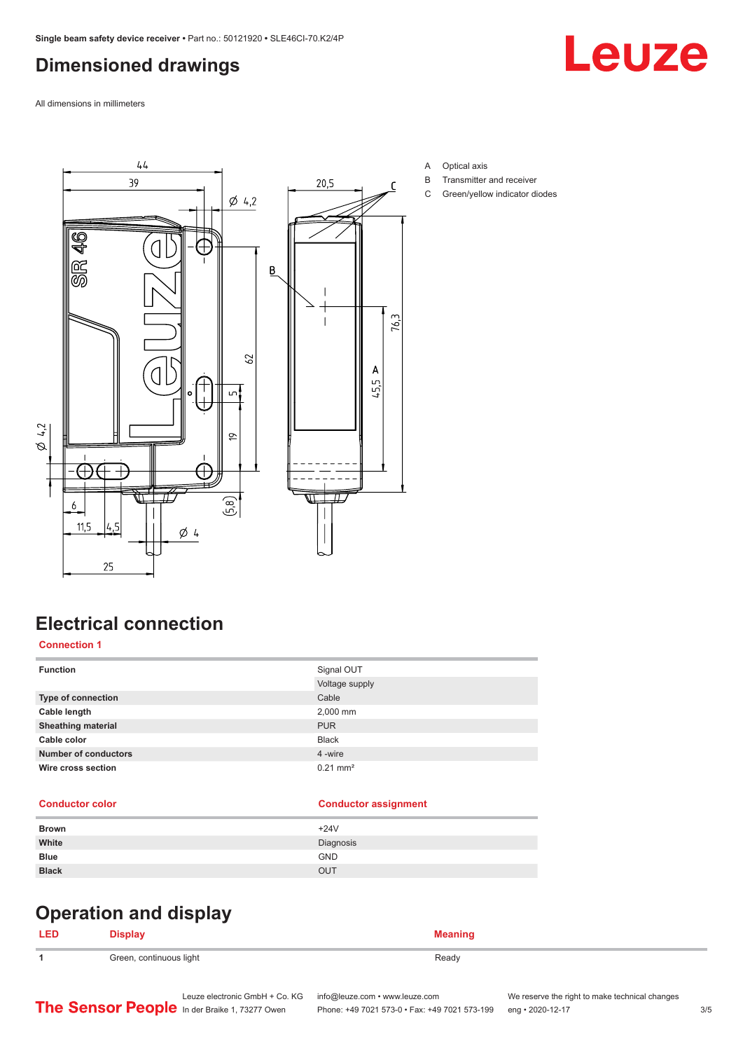# Dimensioned drawings

All dimensions in millimeters

A Optical axis
B Transmitter and receiver
C Green/yellow indicator diodes

# Electrical connection

## Connection 1

| Function | Signal OUT |
|---|---|
| | Voltage supply |
| **Type of connection** | Cable |
| **Cable length** | 2,000 mm |
| **Sheathing material** | PUR |
| **Cable color** | Black |
| **Number of conductors** | 4 -wire |
| **Wire cross section** | 0.21 mm² |

| Conductor color | Conductor assignment |
|---|---|
| **Brown** | +24V |
| **White** | Diagnosis |
| **Blue** | GND |
| **Black** | OUT |

# Operation and display

| LED | Display | Meaning |
|---|---|---|
| **1** | Green, continuous light | Ready |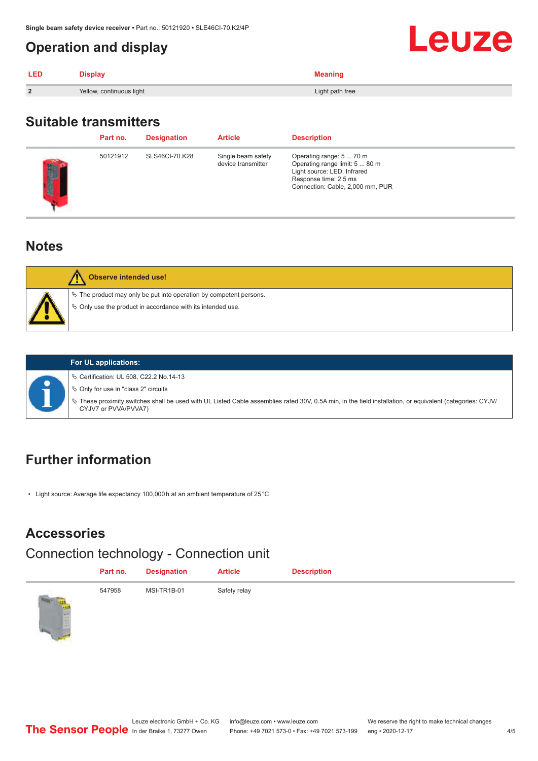## Operation and display

| LED | Display | Meaning |
|---|---|---|
| 2 | Yellow, continuous light | Light path free |

## Suitable transmitters

| Part no. | Designation | Article | Description |
|---|---|---|---|
| 50121912 | SLS46CI-70.K28 | Single beam safety device transmitter | Operating range: 5 ... 70 m<br>Operating range limit: 5 ... 80 m<br>Light source: LED, Infrared<br>Response time: 2.5 ms<br>Connection: Cable, 2,000 mm, PUR |

## Notes

**Observe intended use!**

- The product may only be put into operation by competent persons.
- Only use the product in accordance with its intended use.

**For UL applications:**

- Certification: UL 508, C22.2 No.14-13
- Only for use in "class 2" circuits
- These proximity switches shall be used with UL Listed Cable assemblies rated 30V, 0.5A min, in the field installation, or equivalent (categories: CYJV/CYJV7 or PVVA/PVVA7)

## Further information

- Light source: Average life expectancy 100,000 h at an ambient temperature of 25 °C

## Accessories

### Connection technology - Connection unit

| Part no. | Designation | Article | Description |
|---|---|---|---|
| 547958 | MSI-TR1B-01 | Safety relay | |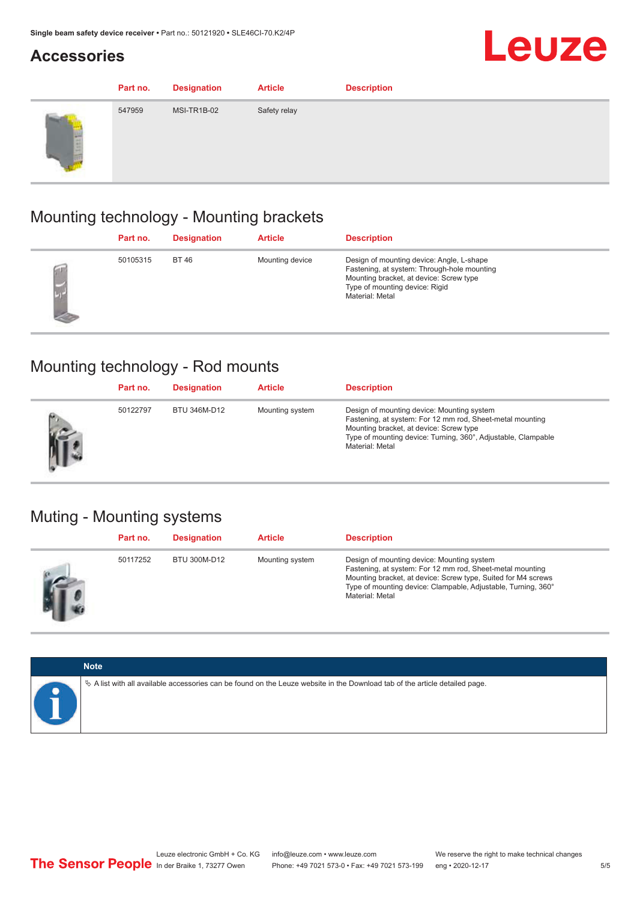## Accessories

| Part no. | Designation | Article | Description |
|---|---|---|---|
| 547959 | MSI-TR1B-02 | Safety relay | |

## Mounting technology - Mounting brackets

| Part no. | Designation | Article | Description |
|---|---|---|---|
| 50105315 | BT 46 | Mounting device | Design of mounting device: Angle, L-shape<br>Fastening, at system: Through-hole mounting<br>Mounting bracket, at device: Screw type<br>Type of mounting device: Rigid<br>Material: Metal |

## Mounting technology - Rod mounts

| Part no. | Designation | Article | Description |
|---|---|---|---|
| 50122797 | BTU 346M-D12 | Mounting system | Design of mounting device: Mounting system<br>Fastening, at system: For 12 mm rod, Sheet-metal mounting<br>Mounting bracket, at device: Screw type<br>Type of mounting device: Turning, 360°, Adjustable, Clampable<br>Material: Metal |

## Muting - Mounting systems

| Part no. | Designation | Article | Description |
|---|---|---|---|
| 50117252 | BTU 300M-D12 | Mounting system | Design of mounting device: Mounting system<br>Fastening, at system: For 12 mm rod, Sheet-metal mounting<br>Mounting bracket, at device: Screw type, Suited for M4 screws<br>Type of mounting device: Clampable, Adjustable, Turning, 360°<br>Material: Metal |

**Note**

↳ A list with all available accessories can be found on the Leuze website in the Download tab of the article detailed page.